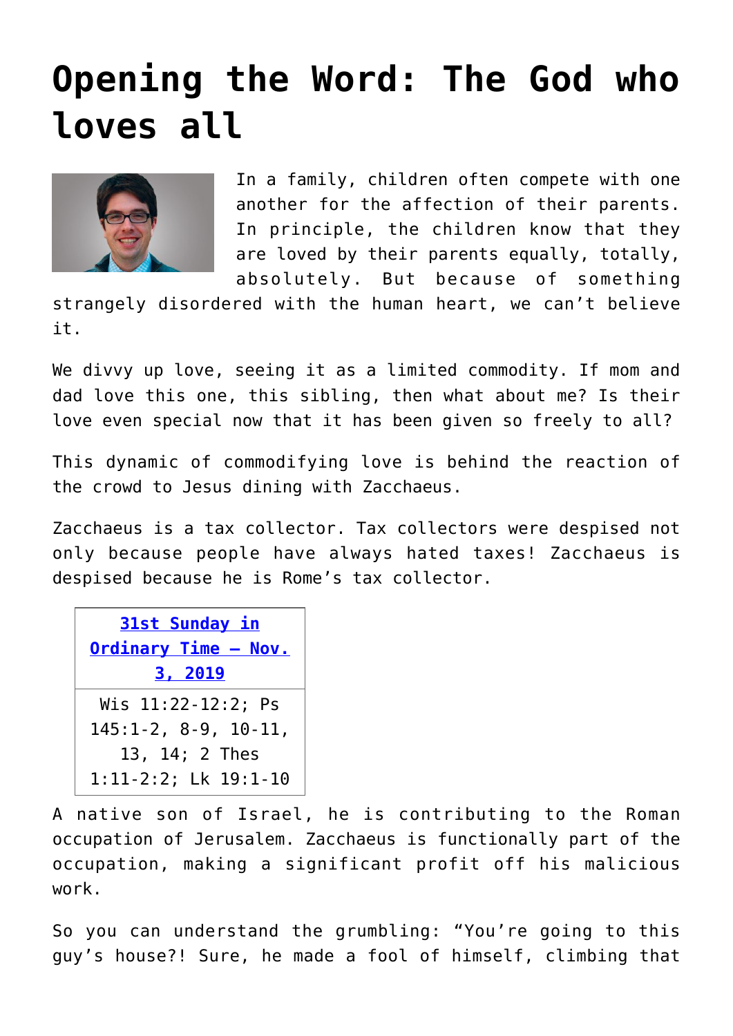# Opening the Word: The God who loves all

In a family, children often compete with one another for the affection of their parents. In principle, the children know that they are loved by their parents equally, totally, absolutely. But because of something strangely disordered with the human heart, we can't believe it.

We divvy up love, seeing it as a limited commodity. If mom and dad love this one, this sibling, then what about me? Is their love even special now that it has been given so freely to all?

This dynamic of commodifying love is behind the reaction of the crowd to Jesus dining with Zacchaeus.

Zacchaeus is a tax collector. Tax collectors were despised not only because people have always hated taxes! Zacchaeus is despised because he is Rome's tax collector.

| 31st Sunday in Ordinary Time – Nov. 3, 2019 |
|---|
| Wis 11:22-12:2; Ps 145:1-2, 8-9, 10-11, 13, 14; 2 Thes 1:11-2:2; Lk 19:1-10 |

A native son of Israel, he is contributing to the Roman occupation of Jerusalem. Zacchaeus is functionally part of the occupation, making a significant profit off his malicious work.

So you can understand the grumbling: "You're going to this guy's house?! Sure, he made a fool of himself, climbing that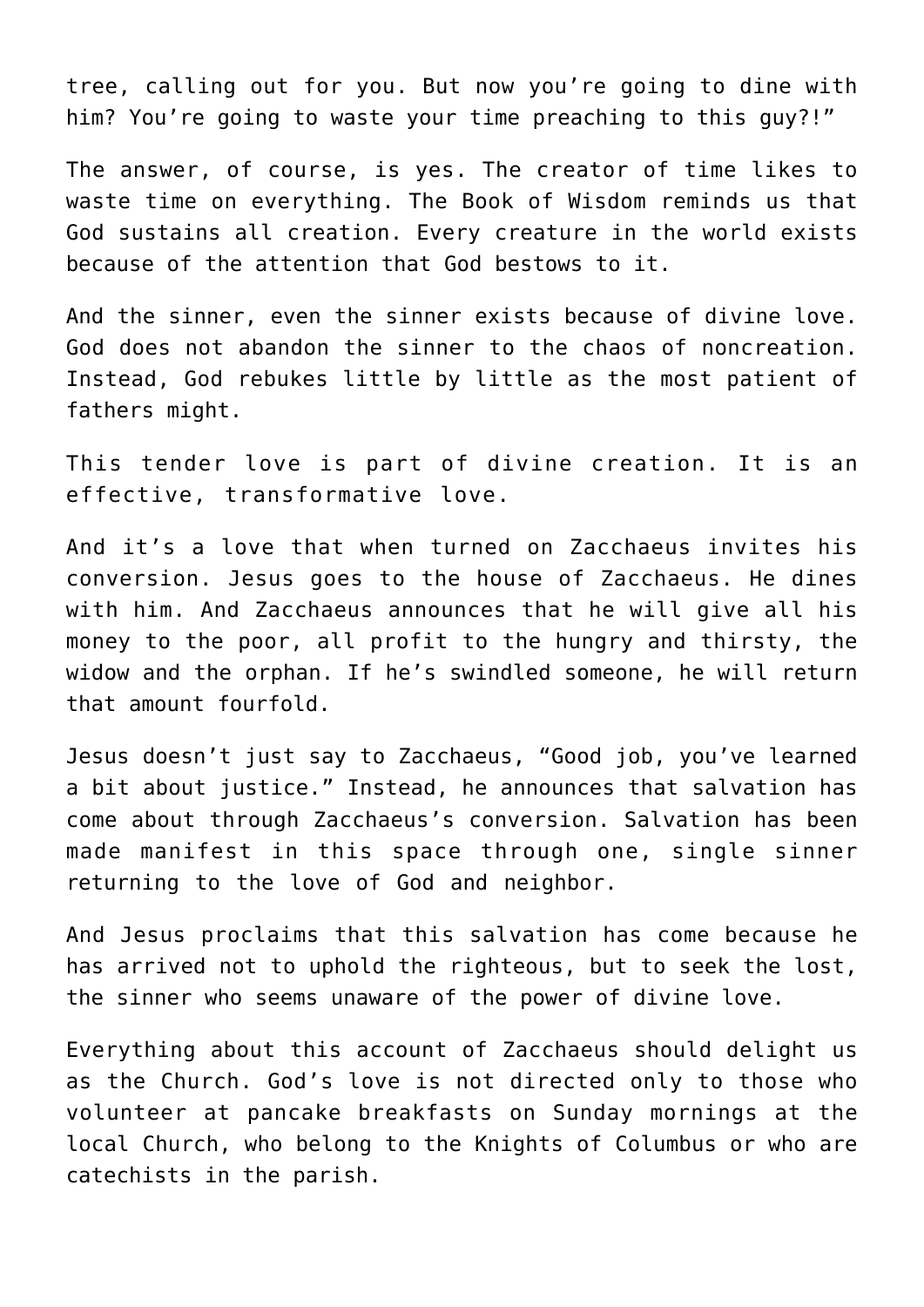tree, calling out for you. But now you're going to dine with him? You're going to waste your time preaching to this guy?!"

The answer, of course, is yes. The creator of time likes to waste time on everything. The Book of Wisdom reminds us that God sustains all creation. Every creature in the world exists because of the attention that God bestows to it.

And the sinner, even the sinner exists because of divine love. God does not abandon the sinner to the chaos of noncreation. Instead, God rebukes little by little as the most patient of fathers might.

This tender love is part of divine creation. It is an effective, transformative love.

And it's a love that when turned on Zacchaeus invites his conversion. Jesus goes to the house of Zacchaeus. He dines with him. And Zacchaeus announces that he will give all his money to the poor, all profit to the hungry and thirsty, the widow and the orphan. If he's swindled someone, he will return that amount fourfold.

Jesus doesn't just say to Zacchaeus, "Good job, you've learned a bit about justice." Instead, he announces that salvation has come about through Zacchaeus's conversion. Salvation has been made manifest in this space through one, single sinner returning to the love of God and neighbor.

And Jesus proclaims that this salvation has come because he has arrived not to uphold the righteous, but to seek the lost, the sinner who seems unaware of the power of divine love.

Everything about this account of Zacchaeus should delight us as the Church. God's love is not directed only to those who volunteer at pancake breakfasts on Sunday mornings at the local Church, who belong to the Knights of Columbus or who are catechists in the parish.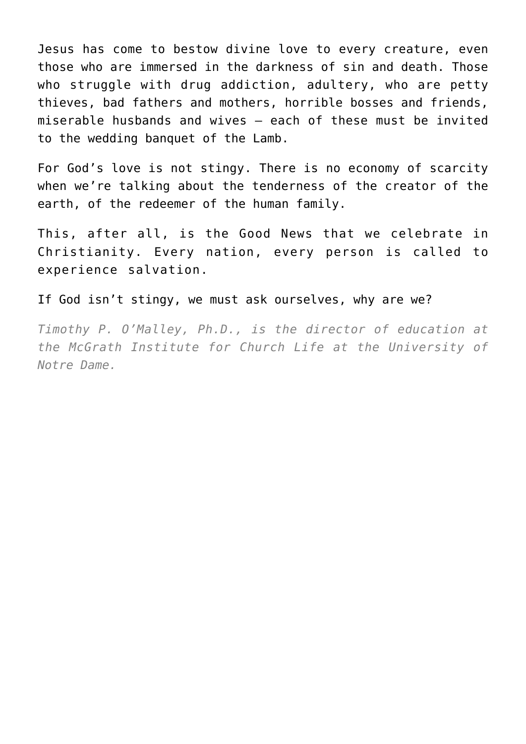Jesus has come to bestow divine love to every creature, even those who are immersed in the darkness of sin and death. Those who struggle with drug addiction, adultery, who are petty thieves, bad fathers and mothers, horrible bosses and friends, miserable husbands and wives — each of these must be invited to the wedding banquet of the Lamb.

For God's love is not stingy. There is no economy of scarcity when we're talking about the tenderness of the creator of the earth, of the redeemer of the human family.

This, after all, is the Good News that we celebrate in Christianity. Every nation, every person is called to experience salvation.

If God isn't stingy, we must ask ourselves, why are we?

*Timothy P. O'Malley, Ph.D., is the director of education at the McGrath Institute for Church Life at the University of Notre Dame.*